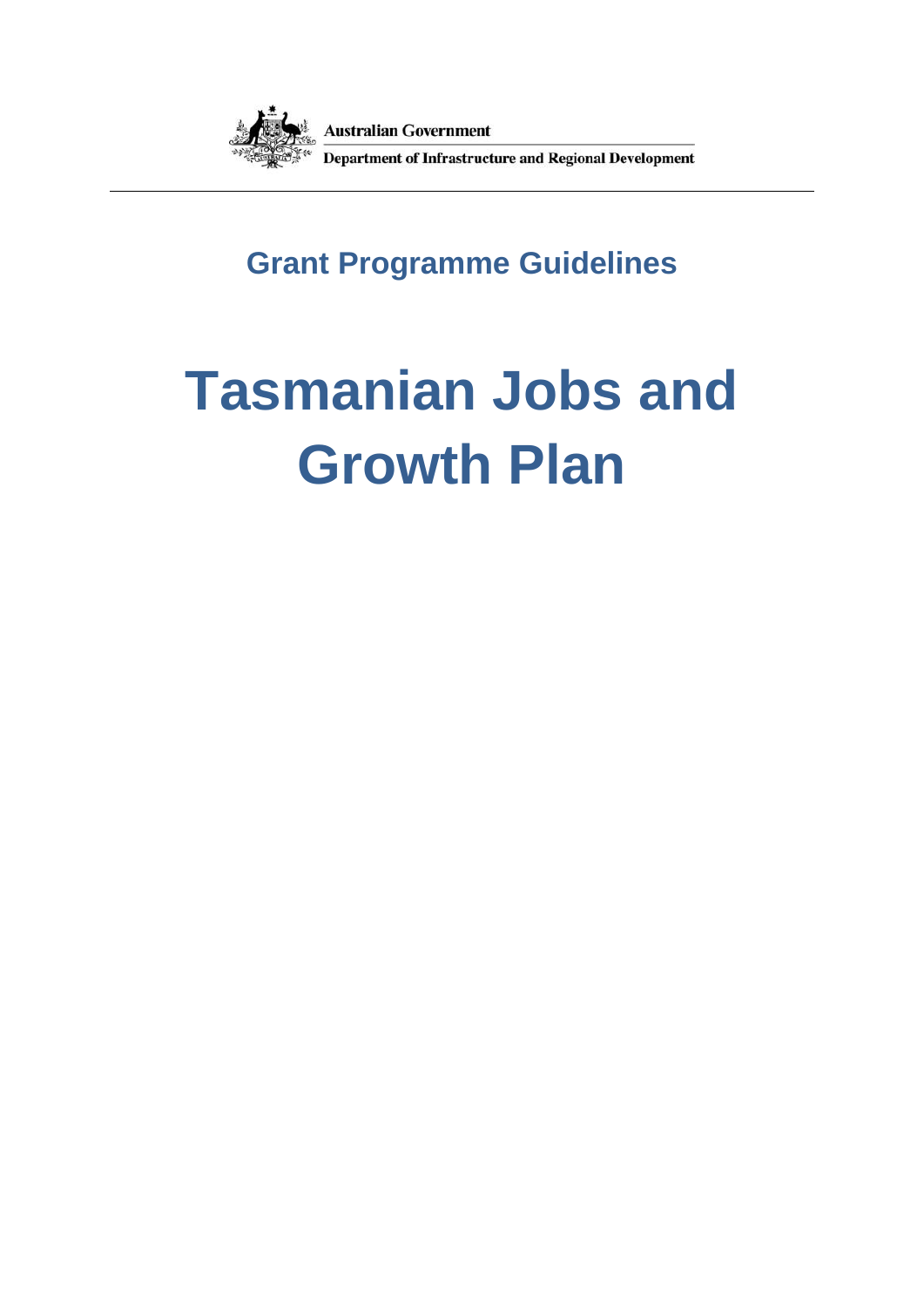Australian Government

Department of Infrastructure and Regional Development

## Grant Programme Guidelines

# Tasmanian Jobs and Growth Plan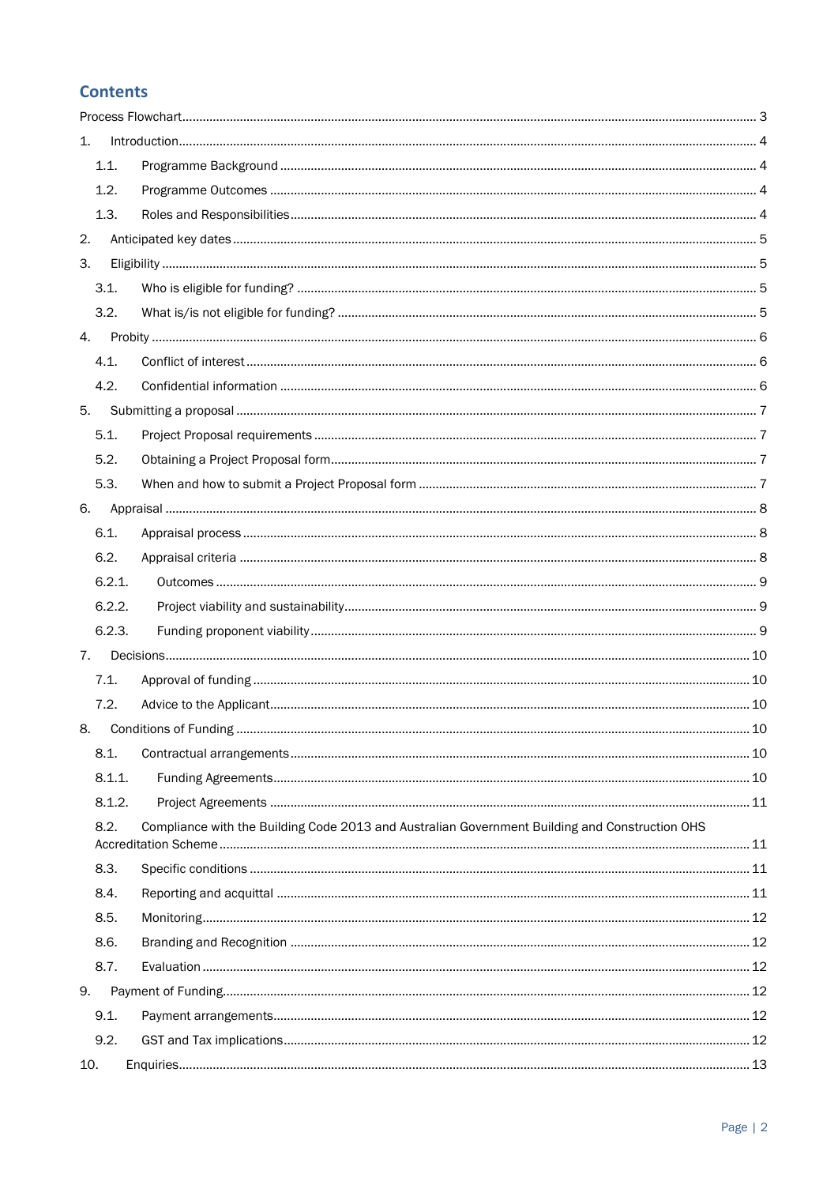# Contents

- Process Flowchart ... 3
- 1. Introduction ... 4
  - 1.1. Programme Background ... 4
  - 1.2. Programme Outcomes ... 4
  - 1.3. Roles and Responsibilities ... 4
- 2. Anticipated key dates ... 5
- 3. Eligibility ... 5
  - 3.1. Who is eligible for funding? ... 5
  - 3.2. What is/is not eligible for funding? ... 5
- 4. Probity ... 6
  - 4.1. Conflict of interest ... 6
  - 4.2. Confidential information ... 6
- 5. Submitting a proposal ... 7
  - 5.1. Project Proposal requirements ... 7
  - 5.2. Obtaining a Project Proposal form ... 7
  - 5.3. When and how to submit a Project Proposal form ... 7
- 6. Appraisal ... 8
  - 6.1. Appraisal process ... 8
  - 6.2. Appraisal criteria ... 8
    - 6.2.1. Outcomes ... 9
    - 6.2.2. Project viability and sustainability ... 9
    - 6.2.3. Funding proponent viability ... 9
- 7. Decisions ... 10
  - 7.1. Approval of funding ... 10
  - 7.2. Advice to the Applicant ... 10
- 8. Conditions of Funding ... 10
  - 8.1. Contractual arrangements ... 10
    - 8.1.1. Funding Agreements ... 10
    - 8.1.2. Project Agreements ... 11
  - 8.2. Compliance with the Building Code 2013 and Australian Government Building and Construction OHS Accreditation Scheme ... 11
  - 8.3. Specific conditions ... 11
  - 8.4. Reporting and acquittal ... 11
  - 8.5. Monitoring ... 12
  - 8.6. Branding and Recognition ... 12
  - 8.7. Evaluation ... 12
- 9. Payment of Funding ... 12
  - 9.1. Payment arrangements ... 12
  - 9.2. GST and Tax implications ... 12
- 10. Enquiries ... 13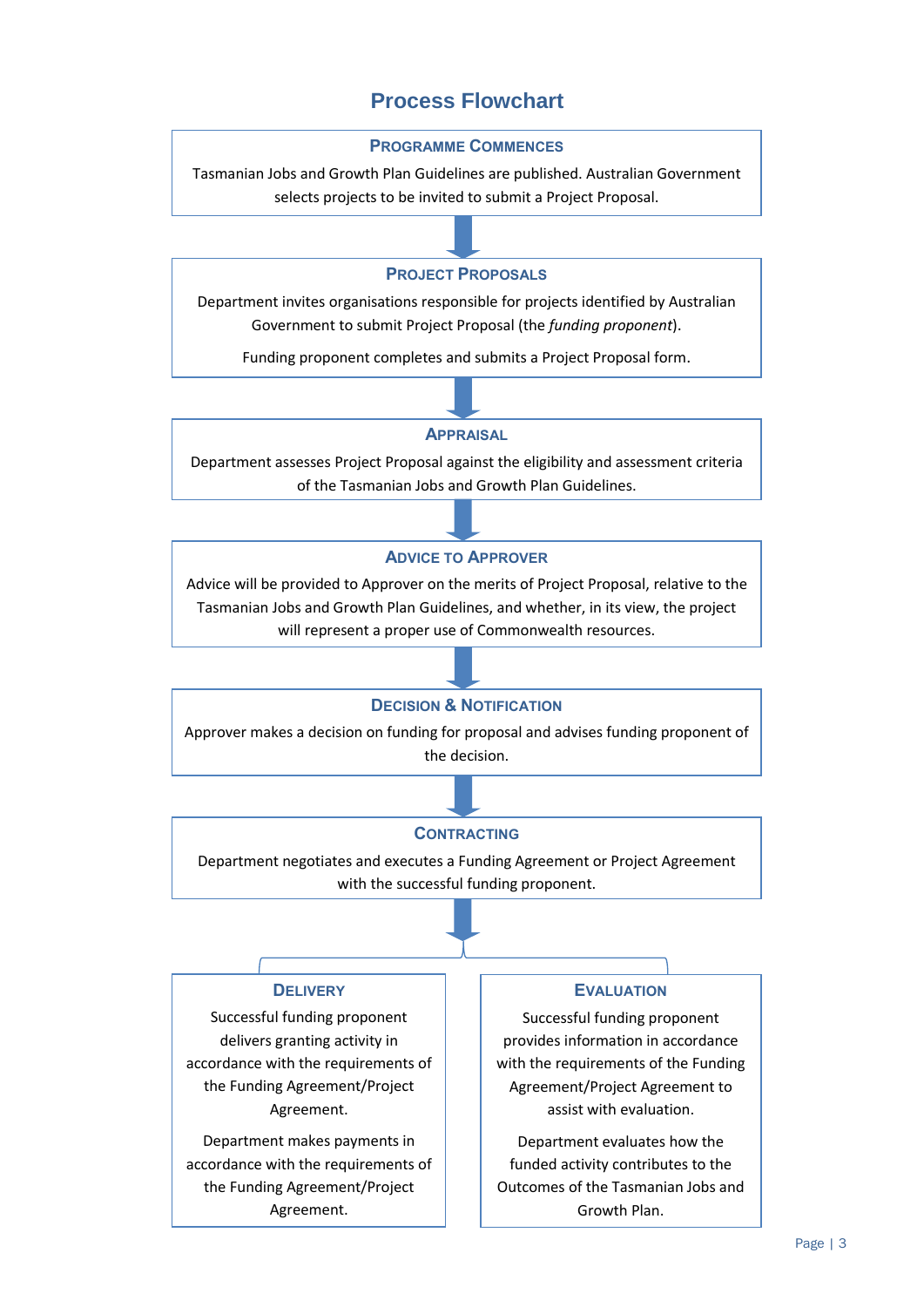# Process Flowchart

### Programme Commences

Tasmanian Jobs and Growth Plan Guidelines are published. Australian Government selects projects to be invited to submit a Project Proposal.

### Project Proposals

Department invites organisations responsible for projects identified by Australian Government to submit Project Proposal (the *funding proponent*).

Funding proponent completes and submits a Project Proposal form.

### Appraisal

Department assesses Project Proposal against the eligibility and assessment criteria of the Tasmanian Jobs and Growth Plan Guidelines.

### Advice to Approver

Advice will be provided to Approver on the merits of Project Proposal, relative to the Tasmanian Jobs and Growth Plan Guidelines, and whether, in its view, the project will represent a proper use of Commonwealth resources.

### Decision & Notification

Approver makes a decision on funding for proposal and advises funding proponent of the decision.

### Contracting

Department negotiates and executes a Funding Agreement or Project Agreement with the successful funding proponent.

### Delivery

Successful funding proponent delivers granting activity in accordance with the requirements of the Funding Agreement/Project Agreement.

Department makes payments in accordance with the requirements of the Funding Agreement/Project Agreement.

### Evaluation

Successful funding proponent provides information in accordance with the requirements of the Funding Agreement/Project Agreement to assist with evaluation.

Department evaluates how the funded activity contributes to the Outcomes of the Tasmanian Jobs and Growth Plan.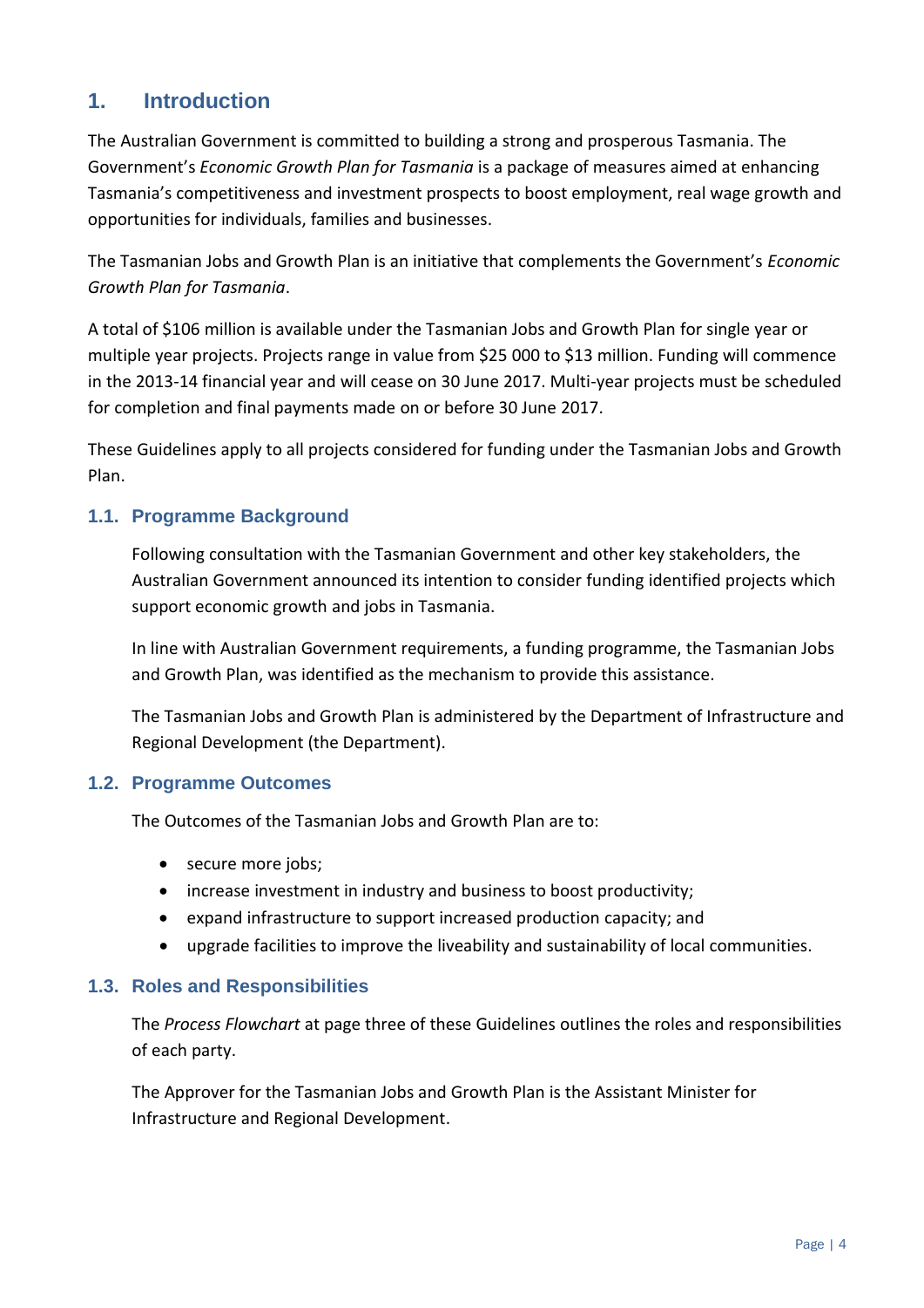# 1. Introduction

The Australian Government is committed to building a strong and prosperous Tasmania. The Government's *Economic Growth Plan for Tasmania* is a package of measures aimed at enhancing Tasmania's competitiveness and investment prospects to boost employment, real wage growth and opportunities for individuals, families and businesses.

The Tasmanian Jobs and Growth Plan is an initiative that complements the Government's *Economic Growth Plan for Tasmania*.

A total of $106 million is available under the Tasmanian Jobs and Growth Plan for single year or multiple year projects. Projects range in value from $25 000 to $13 million. Funding will commence in the 2013-14 financial year and will cease on 30 June 2017. Multi-year projects must be scheduled for completion and final payments made on or before 30 June 2017.

These Guidelines apply to all projects considered for funding under the Tasmanian Jobs and Growth Plan.

## 1.1. Programme Background

Following consultation with the Tasmanian Government and other key stakeholders, the Australian Government announced its intention to consider funding identified projects which support economic growth and jobs in Tasmania.

In line with Australian Government requirements, a funding programme, the Tasmanian Jobs and Growth Plan, was identified as the mechanism to provide this assistance.

The Tasmanian Jobs and Growth Plan is administered by the Department of Infrastructure and Regional Development (the Department).

## 1.2. Programme Outcomes

The Outcomes of the Tasmanian Jobs and Growth Plan are to:

- secure more jobs;
- increase investment in industry and business to boost productivity;
- expand infrastructure to support increased production capacity; and
- upgrade facilities to improve the liveability and sustainability of local communities.

## 1.3. Roles and Responsibilities

The *Process Flowchart* at page three of these Guidelines outlines the roles and responsibilities of each party.

The Approver for the Tasmanian Jobs and Growth Plan is the Assistant Minister for Infrastructure and Regional Development.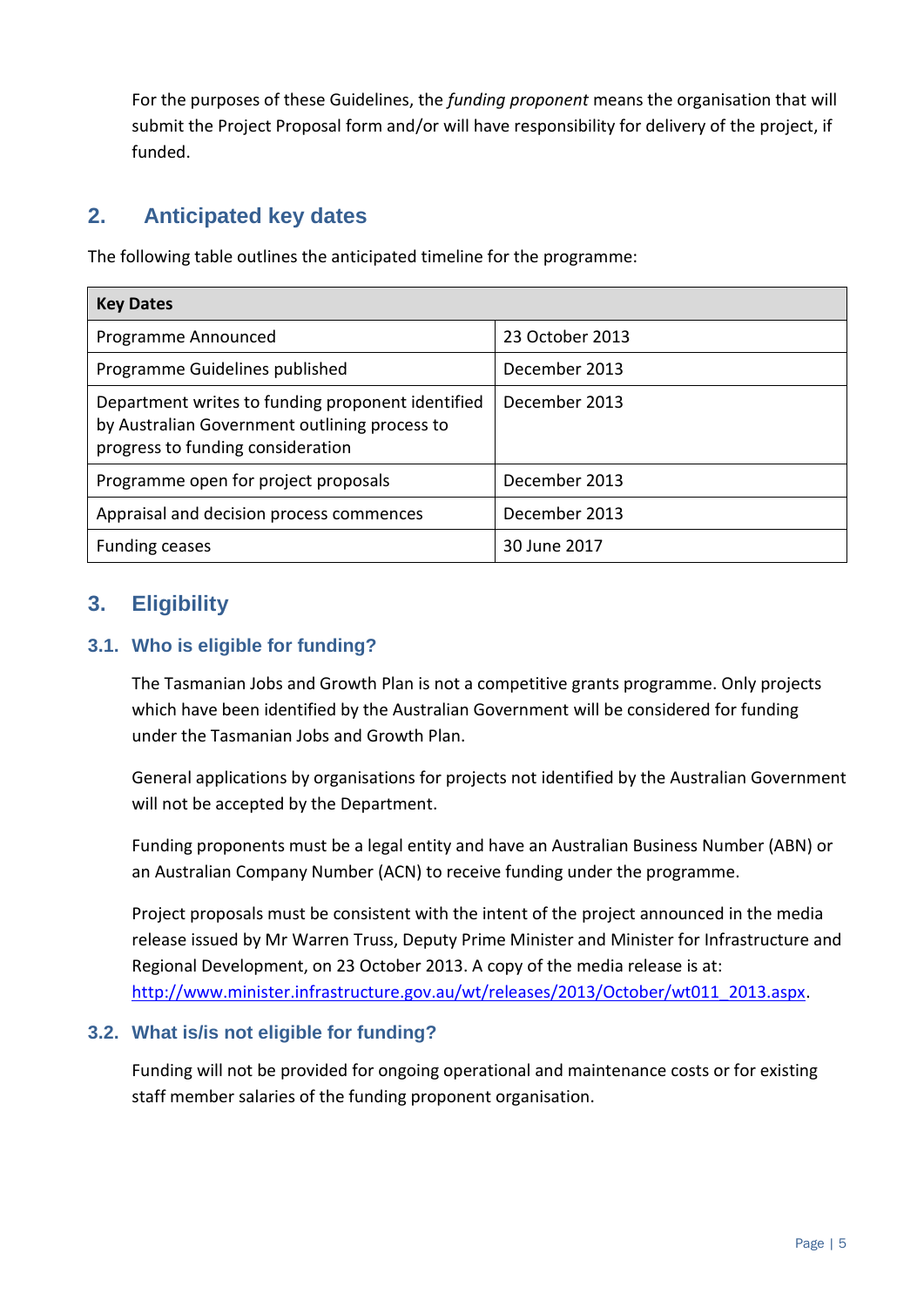For the purposes of these Guidelines, the *funding proponent* means the organisation that will submit the Project Proposal form and/or will have responsibility for delivery of the project, if funded.

## 2. Anticipated key dates

The following table outlines the anticipated timeline for the programme:

| Key Dates | |
|---|---|
| Programme Announced | 23 October 2013 |
| Programme Guidelines published | December 2013 |
| Department writes to funding proponent identified by Australian Government outlining process to progress to funding consideration | December 2013 |
| Programme open for project proposals | December 2013 |
| Appraisal and decision process commences | December 2013 |
| Funding ceases | 30 June 2017 |

## 3. Eligibility

### 3.1. Who is eligible for funding?

The Tasmanian Jobs and Growth Plan is not a competitive grants programme. Only projects which have been identified by the Australian Government will be considered for funding under the Tasmanian Jobs and Growth Plan.

General applications by organisations for projects not identified by the Australian Government will not be accepted by the Department.

Funding proponents must be a legal entity and have an Australian Business Number (ABN) or an Australian Company Number (ACN) to receive funding under the programme.

Project proposals must be consistent with the intent of the project announced in the media release issued by Mr Warren Truss, Deputy Prime Minister and Minister for Infrastructure and Regional Development, on 23 October 2013. A copy of the media release is at: http://www.minister.infrastructure.gov.au/wt/releases/2013/October/wt011_2013.aspx.

### 3.2. What is/is not eligible for funding?

Funding will not be provided for ongoing operational and maintenance costs or for existing staff member salaries of the funding proponent organisation.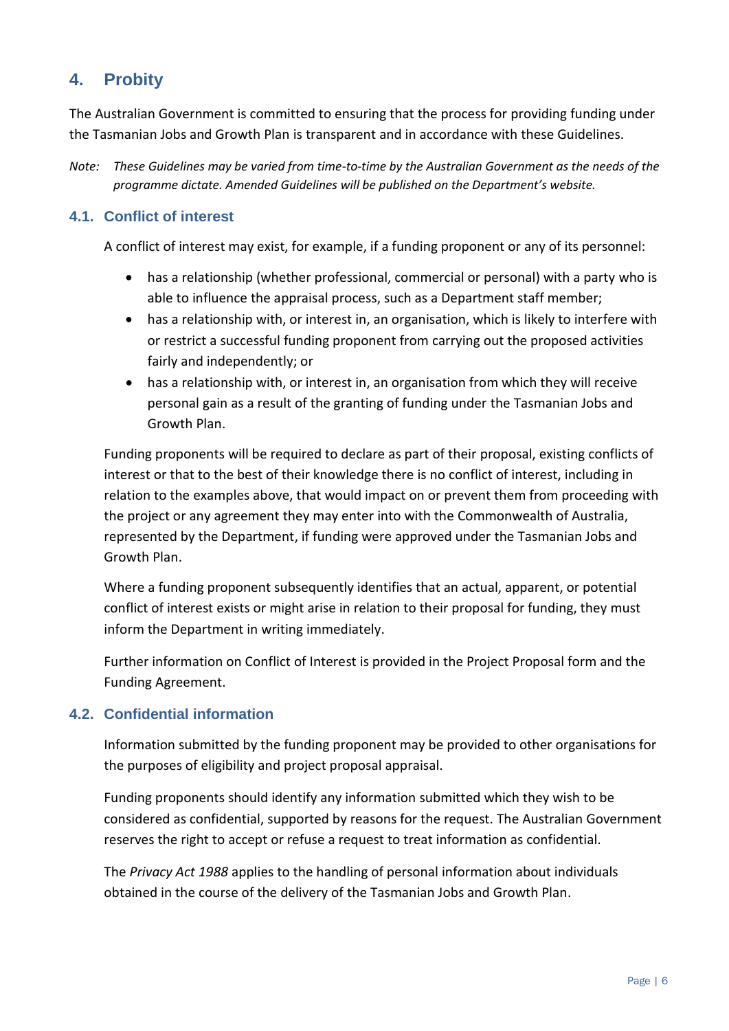## 4. Probity

The Australian Government is committed to ensuring that the process for providing funding under the Tasmanian Jobs and Growth Plan is transparent and in accordance with these Guidelines.

*Note: These Guidelines may be varied from time-to-time by the Australian Government as the needs of the programme dictate. Amended Guidelines will be published on the Department's website.*

### 4.1. Conflict of interest

A conflict of interest may exist, for example, if a funding proponent or any of its personnel:

- has a relationship (whether professional, commercial or personal) with a party who is able to influence the appraisal process, such as a Department staff member;
- has a relationship with, or interest in, an organisation, which is likely to interfere with or restrict a successful funding proponent from carrying out the proposed activities fairly and independently; or
- has a relationship with, or interest in, an organisation from which they will receive personal gain as a result of the granting of funding under the Tasmanian Jobs and Growth Plan.

Funding proponents will be required to declare as part of their proposal, existing conflicts of interest or that to the best of their knowledge there is no conflict of interest, including in relation to the examples above, that would impact on or prevent them from proceeding with the project or any agreement they may enter into with the Commonwealth of Australia, represented by the Department, if funding were approved under the Tasmanian Jobs and Growth Plan.

Where a funding proponent subsequently identifies that an actual, apparent, or potential conflict of interest exists or might arise in relation to their proposal for funding, they must inform the Department in writing immediately.

Further information on Conflict of Interest is provided in the Project Proposal form and the Funding Agreement.

### 4.2. Confidential information

Information submitted by the funding proponent may be provided to other organisations for the purposes of eligibility and project proposal appraisal.

Funding proponents should identify any information submitted which they wish to be considered as confidential, supported by reasons for the request. The Australian Government reserves the right to accept or refuse a request to treat information as confidential.

The *Privacy Act 1988* applies to the handling of personal information about individuals obtained in the course of the delivery of the Tasmanian Jobs and Growth Plan.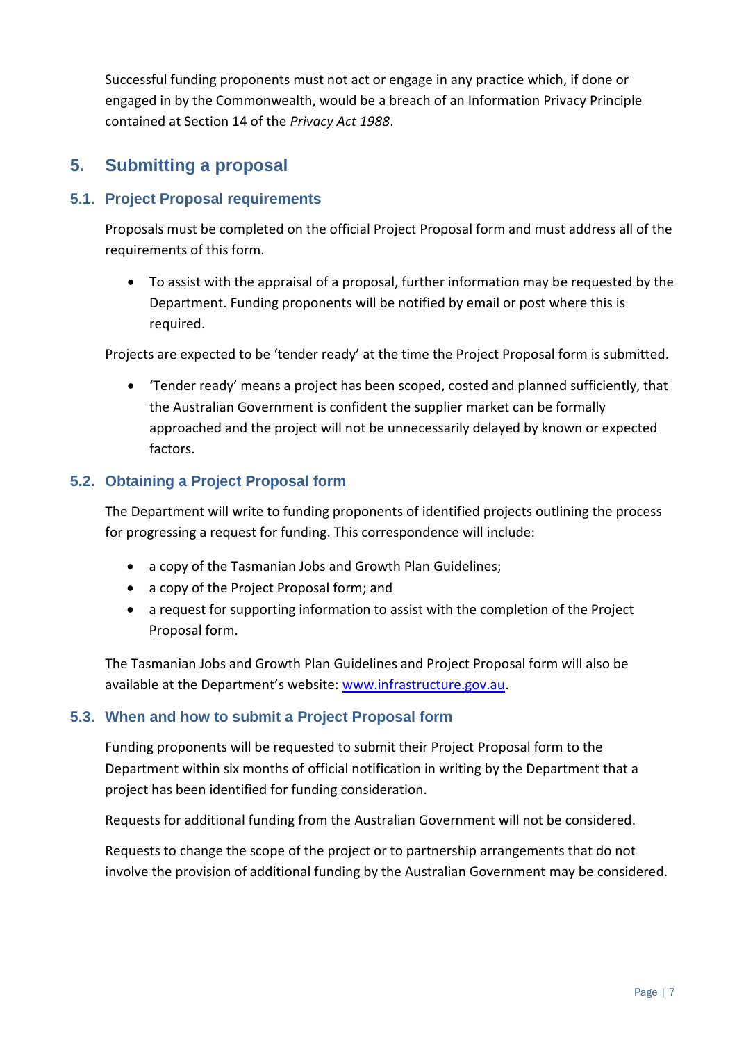Successful funding proponents must not act or engage in any practice which, if done or engaged in by the Commonwealth, would be a breach of an Information Privacy Principle contained at Section 14 of the *Privacy Act 1988*.

# 5. Submitting a proposal

## 5.1. Project Proposal requirements

Proposals must be completed on the official Project Proposal form and must address all of the requirements of this form.

- To assist with the appraisal of a proposal, further information may be requested by the Department. Funding proponents will be notified by email or post where this is required.

Projects are expected to be 'tender ready' at the time the Project Proposal form is submitted.

- 'Tender ready' means a project has been scoped, costed and planned sufficiently, that the Australian Government is confident the supplier market can be formally approached and the project will not be unnecessarily delayed by known or expected factors.

## 5.2. Obtaining a Project Proposal form

The Department will write to funding proponents of identified projects outlining the process for progressing a request for funding. This correspondence will include:

- a copy of the Tasmanian Jobs and Growth Plan Guidelines;
- a copy of the Project Proposal form; and
- a request for supporting information to assist with the completion of the Project Proposal form.

The Tasmanian Jobs and Growth Plan Guidelines and Project Proposal form will also be available at the Department's website: [www.infrastructure.gov.au](http://www.infrastructure.gov.au).

## 5.3. When and how to submit a Project Proposal form

Funding proponents will be requested to submit their Project Proposal form to the Department within six months of official notification in writing by the Department that a project has been identified for funding consideration.

Requests for additional funding from the Australian Government will not be considered.

Requests to change the scope of the project or to partnership arrangements that do not involve the provision of additional funding by the Australian Government may be considered.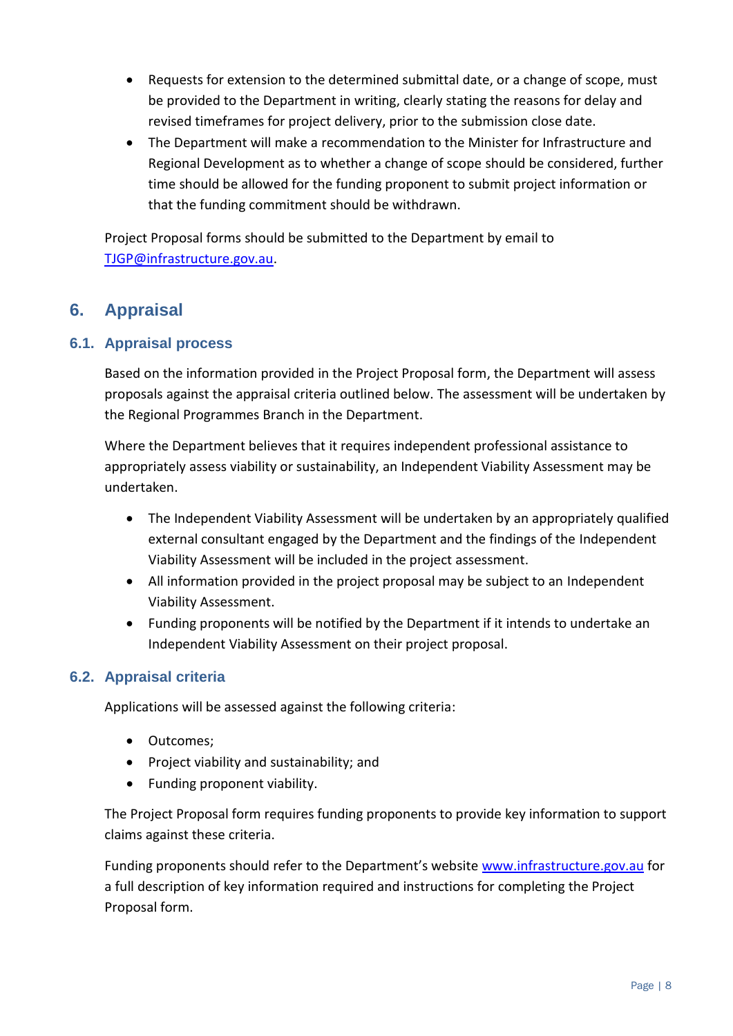- Requests for extension to the determined submittal date, or a change of scope, must be provided to the Department in writing, clearly stating the reasons for delay and revised timeframes for project delivery, prior to the submission close date.
- The Department will make a recommendation to the Minister for Infrastructure and Regional Development as to whether a change of scope should be considered, further time should be allowed for the funding proponent to submit project information or that the funding commitment should be withdrawn.

Project Proposal forms should be submitted to the Department by email to TJGP@infrastructure.gov.au.

## 6. Appraisal

### 6.1. Appraisal process

Based on the information provided in the Project Proposal form, the Department will assess proposals against the appraisal criteria outlined below. The assessment will be undertaken by the Regional Programmes Branch in the Department.

Where the Department believes that it requires independent professional assistance to appropriately assess viability or sustainability, an Independent Viability Assessment may be undertaken.

- The Independent Viability Assessment will be undertaken by an appropriately qualified external consultant engaged by the Department and the findings of the Independent Viability Assessment will be included in the project assessment.
- All information provided in the project proposal may be subject to an Independent Viability Assessment.
- Funding proponents will be notified by the Department if it intends to undertake an Independent Viability Assessment on their project proposal.

### 6.2. Appraisal criteria

Applications will be assessed against the following criteria:

- Outcomes;
- Project viability and sustainability; and
- Funding proponent viability.

The Project Proposal form requires funding proponents to provide key information to support claims against these criteria.

Funding proponents should refer to the Department's website www.infrastructure.gov.au for a full description of key information required and instructions for completing the Project Proposal form.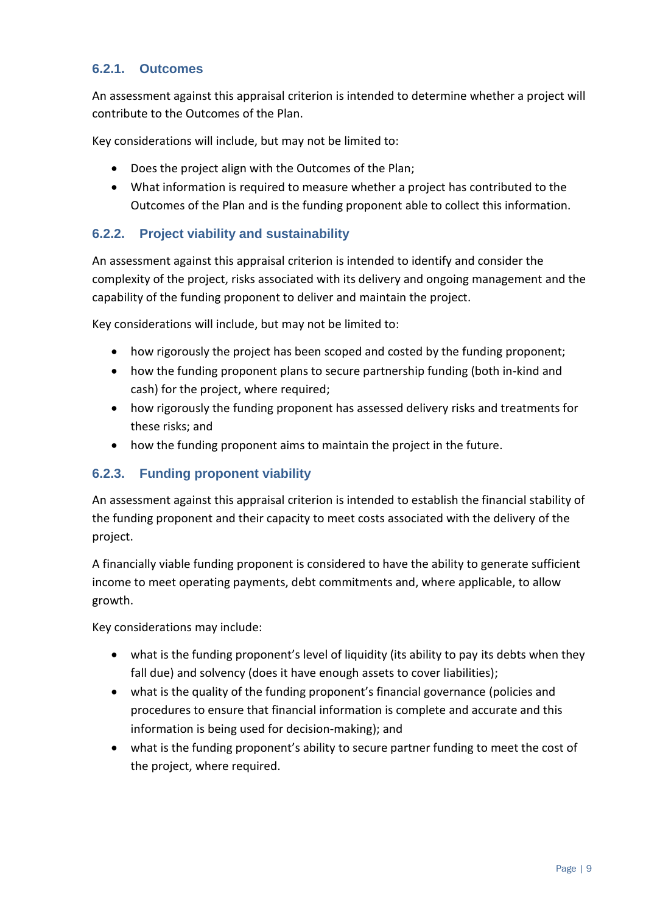### 6.2.1. Outcomes

An assessment against this appraisal criterion is intended to determine whether a project will contribute to the Outcomes of the Plan.

Key considerations will include, but may not be limited to:

- Does the project align with the Outcomes of the Plan;
- What information is required to measure whether a project has contributed to the Outcomes of the Plan and is the funding proponent able to collect this information.

### 6.2.2. Project viability and sustainability

An assessment against this appraisal criterion is intended to identify and consider the complexity of the project, risks associated with its delivery and ongoing management and the capability of the funding proponent to deliver and maintain the project.

Key considerations will include, but may not be limited to:

- how rigorously the project has been scoped and costed by the funding proponent;
- how the funding proponent plans to secure partnership funding (both in-kind and cash) for the project, where required;
- how rigorously the funding proponent has assessed delivery risks and treatments for these risks; and
- how the funding proponent aims to maintain the project in the future.

### 6.2.3. Funding proponent viability

An assessment against this appraisal criterion is intended to establish the financial stability of the funding proponent and their capacity to meet costs associated with the delivery of the project.

A financially viable funding proponent is considered to have the ability to generate sufficient income to meet operating payments, debt commitments and, where applicable, to allow growth.

Key considerations may include:

- what is the funding proponent's level of liquidity (its ability to pay its debts when they fall due) and solvency (does it have enough assets to cover liabilities);
- what is the quality of the funding proponent's financial governance (policies and procedures to ensure that financial information is complete and accurate and this information is being used for decision-making); and
- what is the funding proponent's ability to secure partner funding to meet the cost of the project, where required.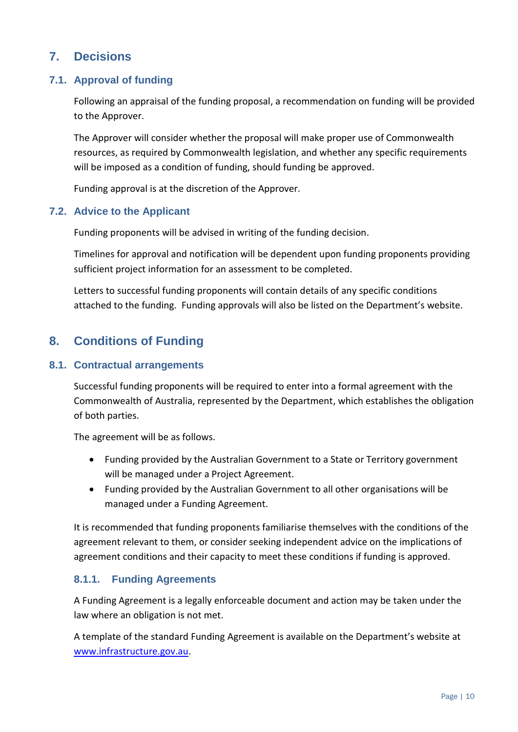# 7. Decisions

## 7.1. Approval of funding

Following an appraisal of the funding proposal, a recommendation on funding will be provided to the Approver.

The Approver will consider whether the proposal will make proper use of Commonwealth resources, as required by Commonwealth legislation, and whether any specific requirements will be imposed as a condition of funding, should funding be approved.

Funding approval is at the discretion of the Approver.

## 7.2. Advice to the Applicant

Funding proponents will be advised in writing of the funding decision.

Timelines for approval and notification will be dependent upon funding proponents providing sufficient project information for an assessment to be completed.

Letters to successful funding proponents will contain details of any specific conditions attached to the funding. Funding approvals will also be listed on the Department's website.

# 8. Conditions of Funding

## 8.1. Contractual arrangements

Successful funding proponents will be required to enter into a formal agreement with the Commonwealth of Australia, represented by the Department, which establishes the obligation of both parties.

The agreement will be as follows.

- Funding provided by the Australian Government to a State or Territory government will be managed under a Project Agreement.
- Funding provided by the Australian Government to all other organisations will be managed under a Funding Agreement.

It is recommended that funding proponents familiarise themselves with the conditions of the agreement relevant to them, or consider seeking independent advice on the implications of agreement conditions and their capacity to meet these conditions if funding is approved.

### 8.1.1. Funding Agreements

A Funding Agreement is a legally enforceable document and action may be taken under the law where an obligation is not met.

A template of the standard Funding Agreement is available on the Department's website at [www.infrastructure.gov.au](http://www.infrastructure.gov.au).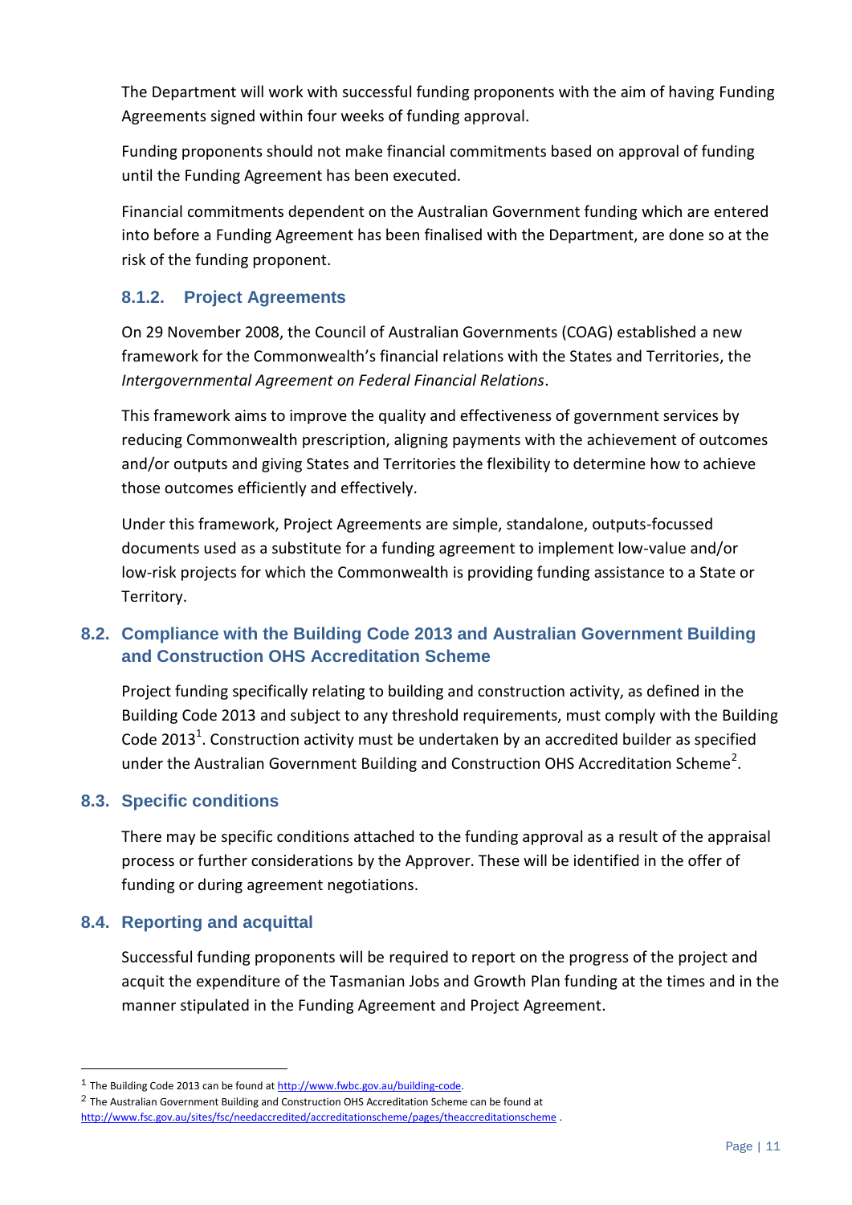The Department will work with successful funding proponents with the aim of having Funding Agreements signed within four weeks of funding approval.

Funding proponents should not make financial commitments based on approval of funding until the Funding Agreement has been executed.

Financial commitments dependent on the Australian Government funding which are entered into before a Funding Agreement has been finalised with the Department, are done so at the risk of the funding proponent.

#### 8.1.2. Project Agreements

On 29 November 2008, the Council of Australian Governments (COAG) established a new framework for the Commonwealth's financial relations with the States and Territories, the *Intergovernmental Agreement on Federal Financial Relations*.

This framework aims to improve the quality and effectiveness of government services by reducing Commonwealth prescription, aligning payments with the achievement of outcomes and/or outputs and giving States and Territories the flexibility to determine how to achieve those outcomes efficiently and effectively.

Under this framework, Project Agreements are simple, standalone, outputs-focussed documents used as a substitute for a funding agreement to implement low-value and/or low-risk projects for which the Commonwealth is providing funding assistance to a State or Territory.

### 8.2. Compliance with the Building Code 2013 and Australian Government Building and Construction OHS Accreditation Scheme

Project funding specifically relating to building and construction activity, as defined in the Building Code 2013 and subject to any threshold requirements, must comply with the Building Code 2013[1]. Construction activity must be undertaken by an accredited builder as specified under the Australian Government Building and Construction OHS Accreditation Scheme[2].

### 8.3. Specific conditions

There may be specific conditions attached to the funding approval as a result of the appraisal process or further considerations by the Approver. These will be identified in the offer of funding or during agreement negotiations.

### 8.4. Reporting and acquittal

Successful funding proponents will be required to report on the progress of the project and acquit the expenditure of the Tasmanian Jobs and Growth Plan funding at the times and in the manner stipulated in the Funding Agreement and Project Agreement.

---

[1] The Building Code 2013 can be found at http://www.fwbc.gov.au/building-code.

[2] The Australian Government Building and Construction OHS Accreditation Scheme can be found at http://www.fsc.gov.au/sites/fsc/needaccredited/accreditationscheme/pages/theaccreditationscheme .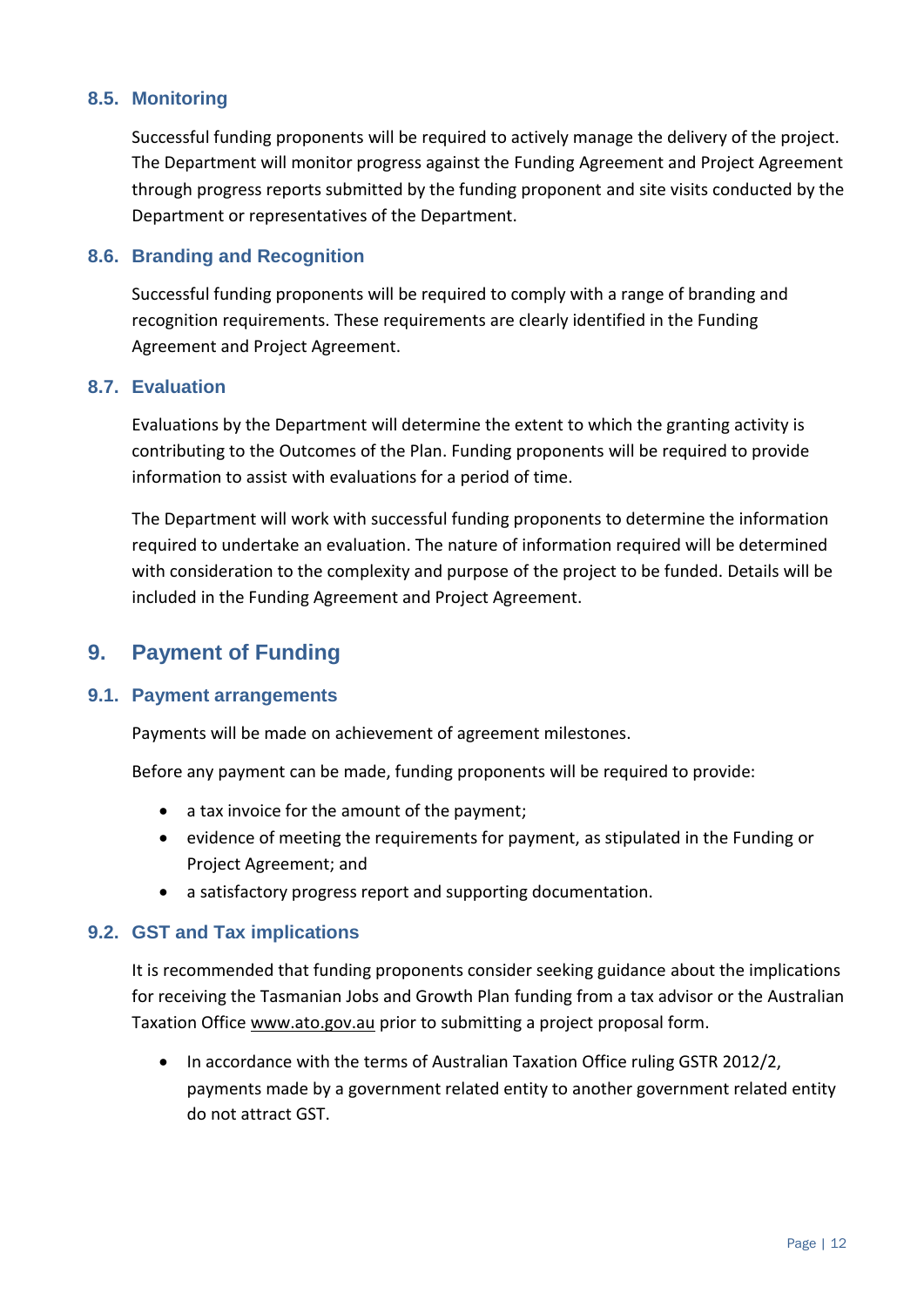### 8.5. Monitoring

Successful funding proponents will be required to actively manage the delivery of the project. The Department will monitor progress against the Funding Agreement and Project Agreement through progress reports submitted by the funding proponent and site visits conducted by the Department or representatives of the Department.

### 8.6. Branding and Recognition

Successful funding proponents will be required to comply with a range of branding and recognition requirements. These requirements are clearly identified in the Funding Agreement and Project Agreement.

### 8.7. Evaluation

Evaluations by the Department will determine the extent to which the granting activity is contributing to the Outcomes of the Plan. Funding proponents will be required to provide information to assist with evaluations for a period of time.

The Department will work with successful funding proponents to determine the information required to undertake an evaluation. The nature of information required will be determined with consideration to the complexity and purpose of the project to be funded. Details will be included in the Funding Agreement and Project Agreement.

## 9. Payment of Funding

### 9.1. Payment arrangements

Payments will be made on achievement of agreement milestones.

Before any payment can be made, funding proponents will be required to provide:

- a tax invoice for the amount of the payment;
- evidence of meeting the requirements for payment, as stipulated in the Funding or Project Agreement; and
- a satisfactory progress report and supporting documentation.

### 9.2. GST and Tax implications

It is recommended that funding proponents consider seeking guidance about the implications for receiving the Tasmanian Jobs and Growth Plan funding from a tax advisor or the Australian Taxation Office www.ato.gov.au prior to submitting a project proposal form.

- In accordance with the terms of Australian Taxation Office ruling GSTR 2012/2, payments made by a government related entity to another government related entity do not attract GST.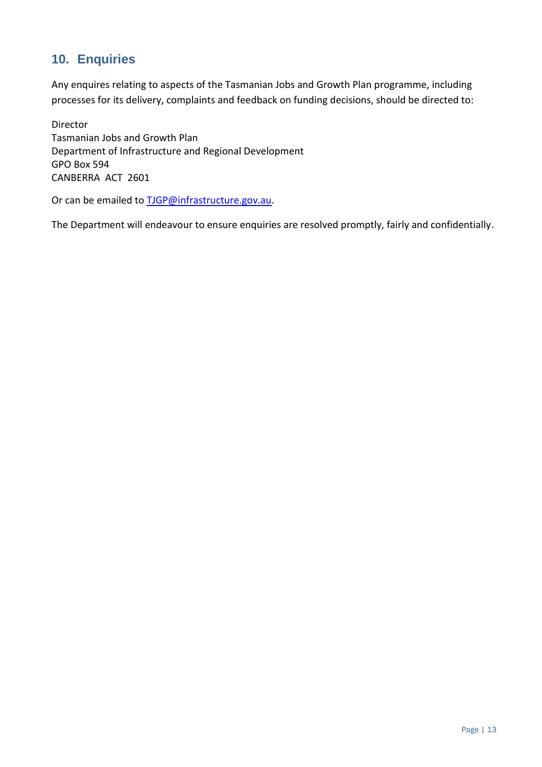## 10. Enquiries

Any enquires relating to aspects of the Tasmanian Jobs and Growth Plan programme, including processes for its delivery, complaints and feedback on funding decisions, should be directed to:

Director
Tasmanian Jobs and Growth Plan
Department of Infrastructure and Regional Development
GPO Box 594
CANBERRA ACT 2601

Or can be emailed to TJGP@infrastructure.gov.au.

The Department will endeavour to ensure enquiries are resolved promptly, fairly and confidentially.